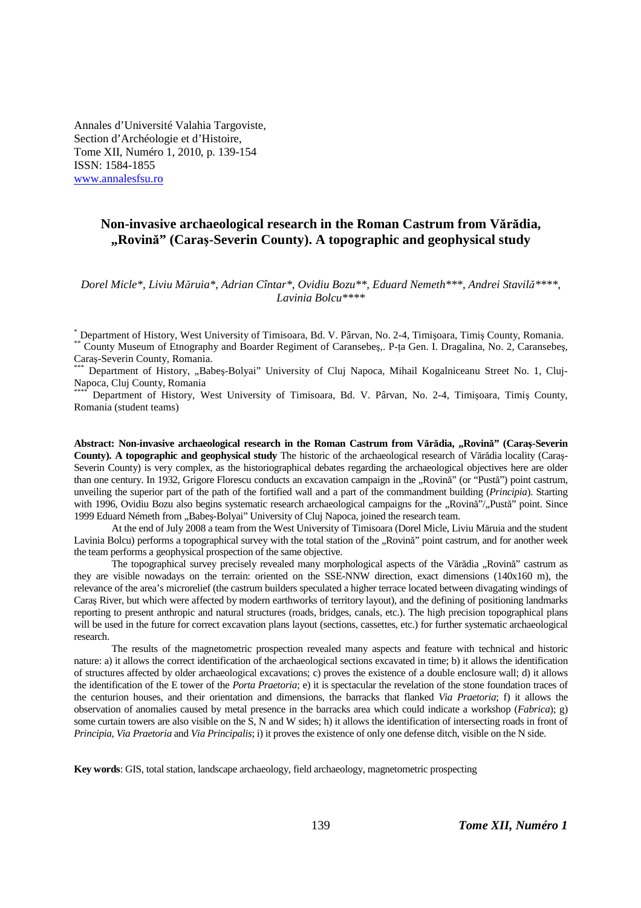Annales d'Université Valahia Targoviste,
Section d'Archéologie et d'Histoire,
Tome XII, Numéro 1, 2010, p. 139-154
ISSN: 1584-1855
www.annalesfsu.ro

# Non-invasive archaeological research in the Roman Castrum from Vărădia, „Rovină" (Caraş-Severin County). A topographic and geophysical study

*Dorel Micle\*, Liviu Măruia\*, Adrian Cîntar\*, Ovidiu Bozu\*\*, Eduard Nemeth\*\*\*, Andrei Stavilă\*\*\*\*, Lavinia Bolcu\*\*\*\**

[\*] Department of History, West University of Timisoara, Bd. V. Pârvan, No. 2-4, Timişoara, Timiş County, Romania.
[\*\*] County Museum of Etnography and Boarder Regiment of Caransebeş,. P-ţa Gen. I. Dragalina, No. 2, Caransebeş, Caraş-Severin County, Romania.
[\*\*\*] Department of History, „Babeş-Bolyai" University of Cluj Napoca, Mihail Kogalniceanu Street No. 1, Cluj-Napoca, Cluj County, Romania
[\*\*\*\*] Department of History, West University of Timisoara, Bd. V. Pârvan, No. 2-4, Timişoara, Timiş County, Romania (student teams)

**Abstract: Non-invasive archaeological research in the Roman Castrum from Vărădia, „Rovină" (Caraş-Severin County). A topographic and geophysical study** The historic of the archaeological research of Vărădia locality (Caraş-Severin County) is very complex, as the historiographical debates regarding the archaeological objectives here are older than one century. In 1932, Grigore Florescu conducts an excavation campaign in the „Rovină" (or "Pustă") point castrum, unveiling the superior part of the path of the fortified wall and a part of the commandment building (*Principia*). Starting with 1996, Ovidiu Bozu also begins systematic research archaeological campaigns for the „Rovină"/„Pustă" point. Since 1999 Eduard Németh from „Babeş-Bolyai" University of Cluj Napoca, joined the research team.

At the end of July 2008 a team from the West University of Timisoara (Dorel Micle, Liviu Măruia and the student Lavinia Bolcu) performs a topographical survey with the total station of the „Rovină" point castrum, and for another week the team performs a geophysical prospection of the same objective.

The topographical survey precisely revealed many morphological aspects of the Vărădia „Rovină" castrum as they are visible nowadays on the terrain: oriented on the SSE-NNW direction, exact dimensions (140x160 m), the relevance of the area's microrelief (the castrum builders speculated a higher terrace located between divagating windings of Caraş River, but which were affected by modern earthworks of territory layout), and the defining of positioning landmarks reporting to present anthropic and natural structures (roads, bridges, canals, etc.). The high precision topographical plans will be used in the future for correct excavation plans layout (sections, cassettes, etc.) for further systematic archaeological research.

The results of the magnetometric prospection revealed many aspects and feature with technical and historic nature: a) it allows the correct identification of the archaeological sections excavated in time; b) it allows the identification of structures affected by older archaeological excavations; c) proves the existence of a double enclosure wall; d) it allows the identification of the E tower of the *Porta Praetoria*; e) it is spectacular the revelation of the stone foundation traces of the centurion houses, and their orientation and dimensions, the barracks that flanked *Via Praetoria*; f) it allows the observation of anomalies caused by metal presence in the barracks area which could indicate a workshop (*Fabrica*); g) some curtain towers are also visible on the S, N and W sides; h) it allows the identification of intersecting roads in front of *Principia*, *Via Praetoria* and *Via Principalis*; i) it proves the existence of only one defense ditch, visible on the N side.

**Key words**: GIS, total station, landscape archaeology, field archaeology, magnetometric prospecting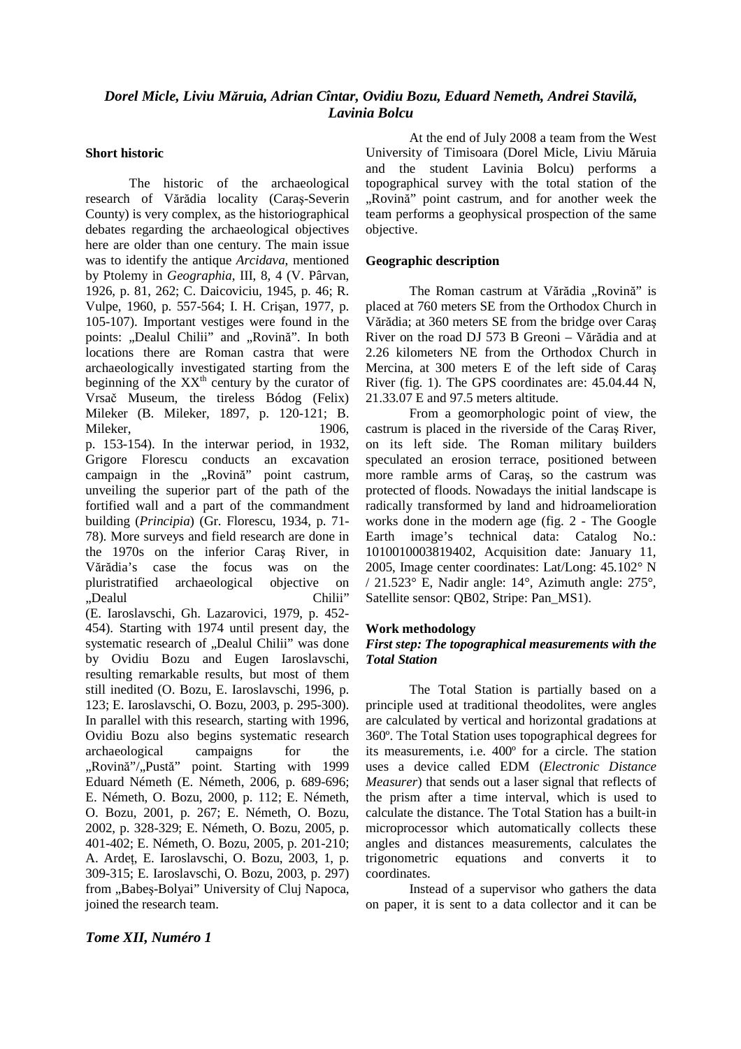*Dorel Micle, Liviu Măruia, Adrian Cîntar, Ovidiu Bozu, Eduard Nemeth, Andrei Stavilă, Lavinia Bolcu*

**Short historic**

The historic of the archaeological research of Vărădia locality (Caraş-Severin County) is very complex, as the historiographical debates regarding the archaeological objectives here are older than one century. The main issue was to identify the antique *Arcidava*, mentioned by Ptolemy in *Geographia*, III, 8, 4 (V. Pârvan, 1926, p. 81, 262; C. Daicoviciu, 1945, p. 46; R. Vulpe, 1960, p. 557-564; I. H. Crişan, 1977, p. 105-107). Important vestiges were found in the points: „Dealul Chilii" and „Rovină". In both locations there are Roman castra that were archaeologically investigated starting from the beginning of the XX[th] century by the curator of Vrsač Museum, the tireless Bódog (Felix) Mileker (B. Mileker, 1897, p. 120-121; B. Mileker, 1906, p. 153-154). In the interwar period, in 1932, Grigore Florescu conducts an excavation campaign in the „Rovină" point castrum, unveiling the superior part of the path of the fortified wall and a part of the commandment building (*Principia*) (Gr. Florescu, 1934, p. 71-78). More surveys and field research are done in the 1970s on the inferior Caraş River, in Vărădia's case the focus was on the pluristratified archaeological objective on „Dealul Chilii" (E. Iaroslavschi, Gh. Lazarovici, 1979, p. 452-454). Starting with 1974 until present day, the systematic research of „Dealul Chilii" was done by Ovidiu Bozu and Eugen Iaroslavschi, resulting remarkable results, but most of them still inedited (O. Bozu, E. Iaroslavschi, 1996, p. 123; E. Iaroslavschi, O. Bozu, 2003, p. 295-300). In parallel with this research, starting with 1996, Ovidiu Bozu also begins systematic research archaeological campaigns for the „Rovină"/„Pustă" point. Starting with 1999 Eduard Németh (E. Németh, 2006, p. 689-696; E. Németh, O. Bozu, 2000, p. 112; E. Németh, O. Bozu, 2001, p. 267; E. Németh, O. Bozu, 2002, p. 328-329; E. Németh, O. Bozu, 2005, p. 401-402; E. Németh, O. Bozu, 2005, p. 201-210; A. Ardeţ, E. Iaroslavschi, O. Bozu, 2003, 1, p. 309-315; E. Iaroslavschi, O. Bozu, 2003, p. 297) from „Babeş-Bolyai" University of Cluj Napoca, joined the research team.

At the end of July 2008 a team from the West University of Timisoara (Dorel Micle, Liviu Măruia and the student Lavinia Bolcu) performs a topographical survey with the total station of the „Rovină" point castrum, and for another week the team performs a geophysical prospection of the same objective.

**Geographic description**

The Roman castrum at Vărădia „Rovină" is placed at 760 meters SE from the Orthodox Church in Vărădia; at 360 meters SE from the bridge over Caraş River on the road DJ 573 B Greoni – Vărădia and at 2.26 kilometers NE from the Orthodox Church in Mercina, at 300 meters E of the left side of Caraş River (fig. 1). The GPS coordinates are: 45.04.44 N, 21.33.07 E and 97.5 meters altitude.

From a geomorphologic point of view, the castrum is placed in the riverside of the Caraş River, on its left side. The Roman military builders speculated an erosion terrace, positioned between more ramble arms of Caraş, so the castrum was protected of floods. Nowadays the initial landscape is radically transformed by land and hidroamelioration works done in the modern age (fig. 2 - The Google Earth image's technical data: Catalog No.: 1010010003819402, Acquisition date: January 11, 2005, Image center coordinates: Lat/Long: 45.102° N / 21.523° E, Nadir angle: 14°, Azimuth angle: 275°, Satellite sensor: QB02, Stripe: Pan_MS1).

**Work methodology**

***First step: The topographical measurements with the Total Station***

The Total Station is partially based on a principle used at traditional theodolites, were angles are calculated by vertical and horizontal gradations at 360º. The Total Station uses topographical degrees for its measurements, i.e. 400º for a circle. The station uses a device called EDM (*Electronic Distance Measurer*) that sends out a laser signal that reflects of the prism after a time interval, which is used to calculate the distance. The Total Station has a built-in microprocessor which automatically collects these angles and distances measurements, calculates the trigonometric equations and converts it to coordinates.

Instead of a supervisor who gathers the data on paper, it is sent to a data collector and it can be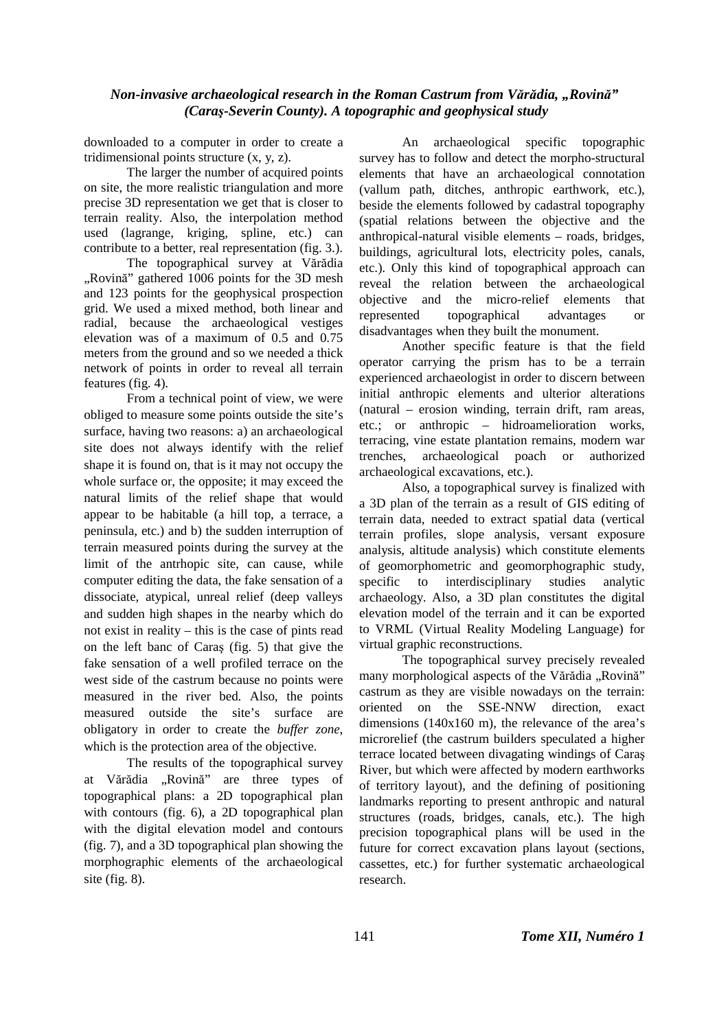downloaded to a computer in order to create a tridimensional points structure (x, y, z).

The larger the number of acquired points on site, the more realistic triangulation and more precise 3D representation we get that is closer to terrain reality. Also, the interpolation method used (lagrange, kriging, spline, etc.) can contribute to a better, real representation (fig. 3.).

The topographical survey at Vărădia „Rovină" gathered 1006 points for the 3D mesh and 123 points for the geophysical prospection grid. We used a mixed method, both linear and radial, because the archaeological vestiges elevation was of a maximum of 0.5 and 0.75 meters from the ground and so we needed a thick network of points in order to reveal all terrain features (fig. 4).

From a technical point of view, we were obliged to measure some points outside the site's surface, having two reasons: a) an archaeological site does not always identify with the relief shape it is found on, that is it may not occupy the whole surface or, the opposite; it may exceed the natural limits of the relief shape that would appear to be habitable (a hill top, a terrace, a peninsula, etc.) and b) the sudden interruption of terrain measured points during the survey at the limit of the antrhopic site, can cause, while computer editing the data, the fake sensation of a dissociate, atypical, unreal relief (deep valleys and sudden high shapes in the nearby which do not exist in reality – this is the case of pints read on the left banc of Caraş (fig. 5) that give the fake sensation of a well profiled terrace on the west side of the castrum because no points were measured in the river bed. Also, the points measured outside the site's surface are obligatory in order to create the *buffer zone*, which is the protection area of the objective.

The results of the topographical survey at Vărădia „Rovină" are three types of topographical plans: a 2D topographical plan with contours (fig. 6), a 2D topographical plan with the digital elevation model and contours (fig. 7), and a 3D topographical plan showing the morphographic elements of the archaeological site (fig. 8).

An archaeological specific topographic survey has to follow and detect the morpho-structural elements that have an archaeological connotation (vallum path, ditches, anthropic earthwork, etc.), beside the elements followed by cadastral topography (spatial relations between the objective and the anthropical-natural visible elements – roads, bridges, buildings, agricultural lots, electricity poles, canals, etc.). Only this kind of topographical approach can reveal the relation between the archaeological objective and the micro-relief elements that represented topographical advantages or disadvantages when they built the monument.

Another specific feature is that the field operator carrying the prism has to be a terrain experienced archaeologist in order to discern between initial anthropic elements and ulterior alterations (natural – erosion winding, terrain drift, ram areas, etc.; or anthropic – hidroamelioration works, terracing, vine estate plantation remains, modern war trenches, archaeological poach or authorized archaeological excavations, etc.).

Also, a topographical survey is finalized with a 3D plan of the terrain as a result of GIS editing of terrain data, needed to extract spatial data (vertical terrain profiles, slope analysis, versant exposure analysis, altitude analysis) which constitute elements of geomorphometric and geomorphographic study, specific to interdisciplinary studies analytic archaeology. Also, a 3D plan constitutes the digital elevation model of the terrain and it can be exported to VRML (Virtual Reality Modeling Language) for virtual graphic reconstructions.

The topographical survey precisely revealed many morphological aspects of the Vărădia „Rovină" castrum as they are visible nowadays on the terrain: oriented on the SSE-NNW direction, exact dimensions (140x160 m), the relevance of the area's microrelief (the castrum builders speculated a higher terrace located between divagating windings of Caraş River, but which were affected by modern earthworks of territory layout), and the defining of positioning landmarks reporting to present anthropic and natural structures (roads, bridges, canals, etc.). The high precision topographical plans will be used in the future for correct excavation plans layout (sections, cassettes, etc.) for further systematic archaeological research.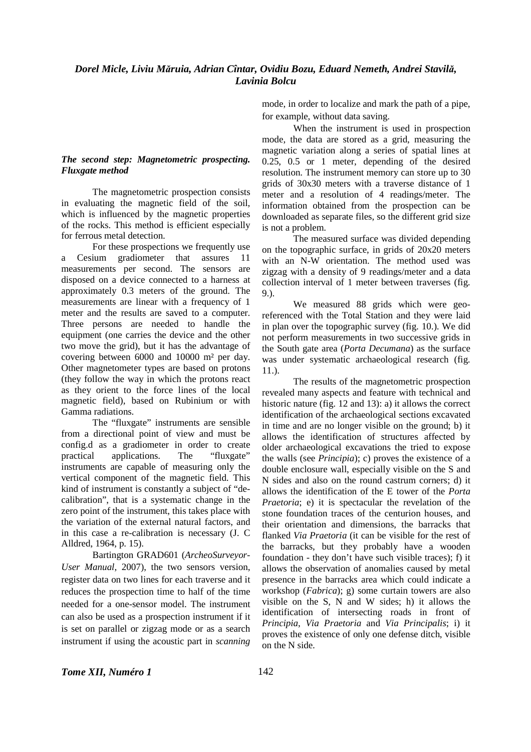### *The second step: Magnetometric prospecting. Fluxgate method*

The magnetometric prospection consists in evaluating the magnetic field of the soil, which is influenced by the magnetic properties of the rocks. This method is efficient especially for ferrous metal detection.

For these prospections we frequently use a Cesium gradiometer that assures 11 measurements per second. The sensors are disposed on a device connected to a harness at approximately 0.3 meters of the ground. The measurements are linear with a frequency of 1 meter and the results are saved to a computer. Three persons are needed to handle the equipment (one carries the device and the other two move the grid), but it has the advantage of covering between 6000 and 10000 m² per day. Other magnetometer types are based on protons (they follow the way in which the protons react as they orient to the force lines of the local magnetic field), based on Rubinium or with Gamma radiations.

The "fluxgate" instruments are sensible from a directional point of view and must be config.d as a gradiometer in order to create practical applications. The "fluxgate" instruments are capable of measuring only the vertical component of the magnetic field. This kind of instrument is constantly a subject of "de-calibration", that is a systematic change in the zero point of the instrument, this takes place with the variation of the external natural factors, and in this case a re-calibration is necessary (J. C Alldred, 1964, p. 15).

Bartington GRAD601 (*ArcheoSurveyor-User Manual*, 2007), the two sensors version, register data on two lines for each traverse and it reduces the prospection time to half of the time needed for a one-sensor model. The instrument can also be used as a prospection instrument if it is set on parallel or zigzag mode or as a search instrument if using the acoustic part in *scanning* mode, in order to localize and mark the path of a pipe, for example, without data saving.

When the instrument is used in prospection mode, the data are stored as a grid, measuring the magnetic variation along a series of spatial lines at 0.25, 0.5 or 1 meter, depending of the desired resolution. The instrument memory can store up to 30 grids of 30x30 meters with a traverse distance of 1 meter and a resolution of 4 readings/meter. The information obtained from the prospection can be downloaded as separate files, so the different grid size is not a problem.

The measured surface was divided depending on the topographic surface, in grids of 20x20 meters with an N-W orientation. The method used was zigzag with a density of 9 readings/meter and a data collection interval of 1 meter between traverses (fig. 9.).

We measured 88 grids which were geo-referenced with the Total Station and they were laid in plan over the topographic survey (fig. 10.). We did not perform measurements in two successive grids in the South gate area (*Porta Decumana*) as the surface was under systematic archaeological research (fig. 11.).

The results of the magnetometric prospection revealed many aspects and feature with technical and historic nature (fig. 12 and 13): a) it allows the correct identification of the archaeological sections excavated in time and are no longer visible on the ground; b) it allows the identification of structures affected by older archaeological excavations the tried to expose the walls (see *Principia*); c) proves the existence of a double enclosure wall, especially visible on the S and N sides and also on the round castrum corners; d) it allows the identification of the E tower of the *Porta Praetoria*; e) it is spectacular the revelation of the stone foundation traces of the centurion houses, and their orientation and dimensions, the barracks that flanked *Via Praetoria* (it can be visible for the rest of the barracks, but they probably have a wooden foundation - they don't have such visible traces); f) it allows the observation of anomalies caused by metal presence in the barracks area which could indicate a workshop (*Fabrica*); g) some curtain towers are also visible on the S, N and W sides; h) it allows the identification of intersecting roads in front of *Principia*, *Via Praetoria* and *Via Principalis*; i) it proves the existence of only one defense ditch, visible on the N side.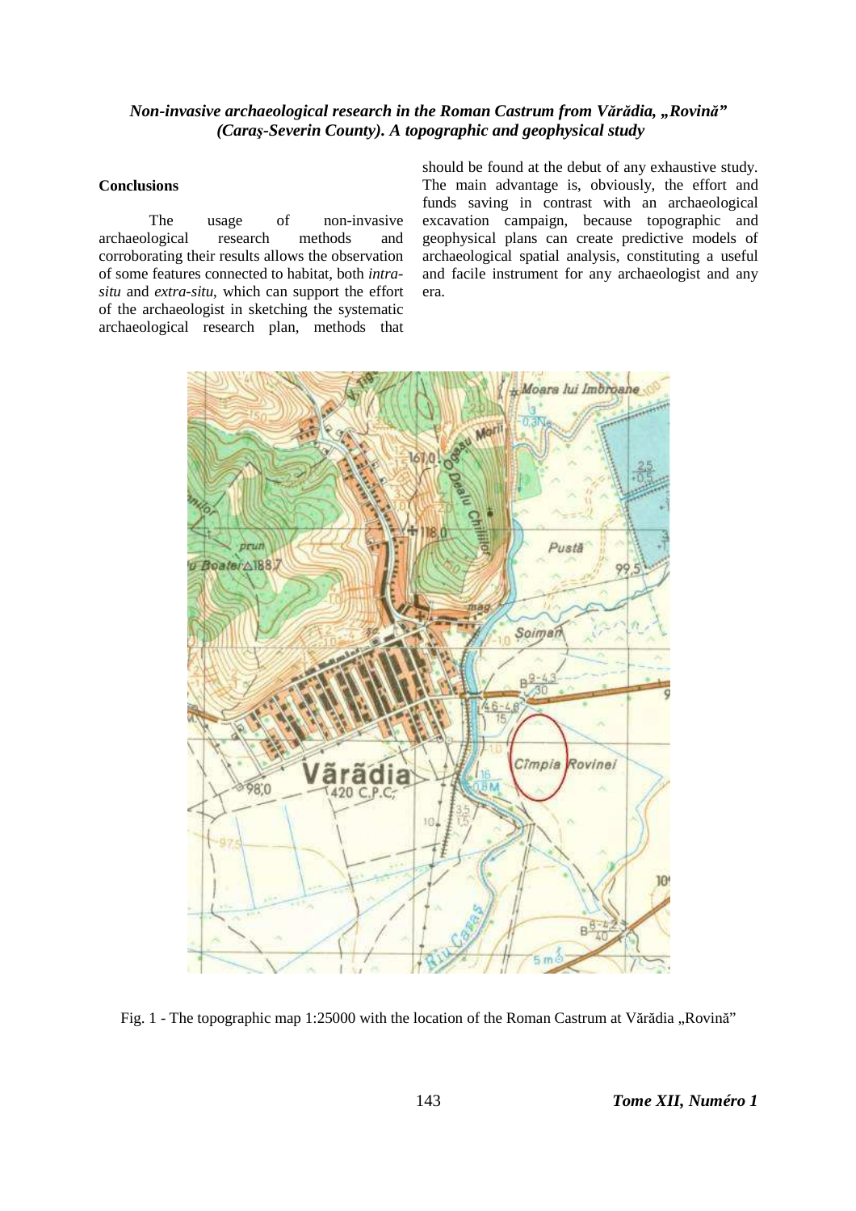*Non-invasive archaeological research in the Roman Castrum from Vărădia, „Rovină" (Caraş-Severin County). A topographic and geophysical study*

### Conclusions

The usage of non-invasive archaeological research methods and corroborating their results allows the observation of some features connected to habitat, both *intra-situ* and *extra-situ*, which can support the effort of the archaeologist in sketching the systematic archaeological research plan, methods that should be found at the debut of any exhaustive study. The main advantage is, obviously, the effort and funds saving in contrast with an archaeological excavation campaign, because topographic and geophysical plans can create predictive models of archaeological spatial analysis, constituting a useful and facile instrument for any archaeologist and any era.

Fig. 1 - The topographic map 1:25000 with the location of the Roman Castrum at Vărădia „Rovină"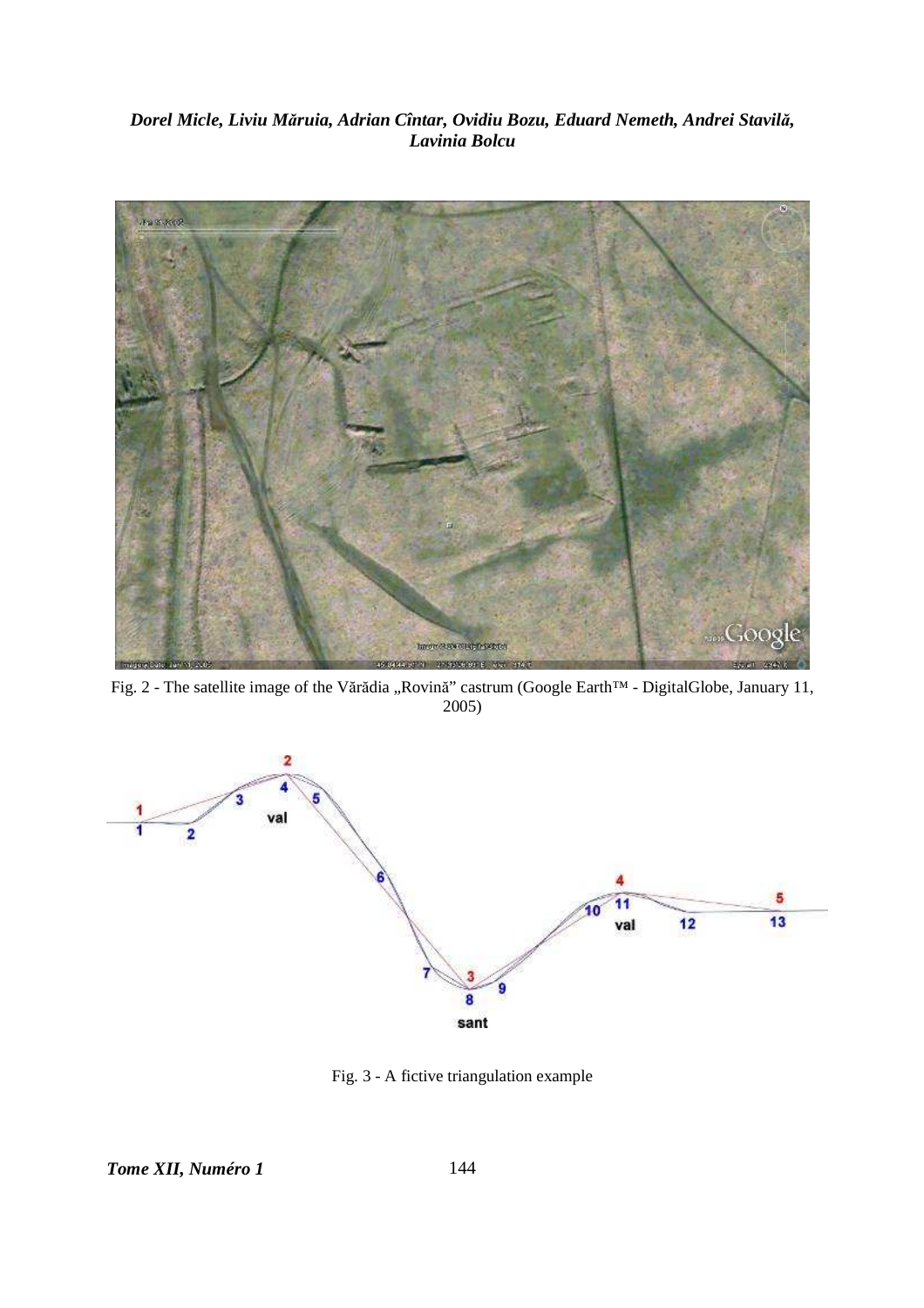Fig. 2 - The satellite image of the Vărădia „Rovină” castrum (Google Earth™ - DigitalGlobe, January 11, 2005)

Fig. 3 - A fictive triangulation example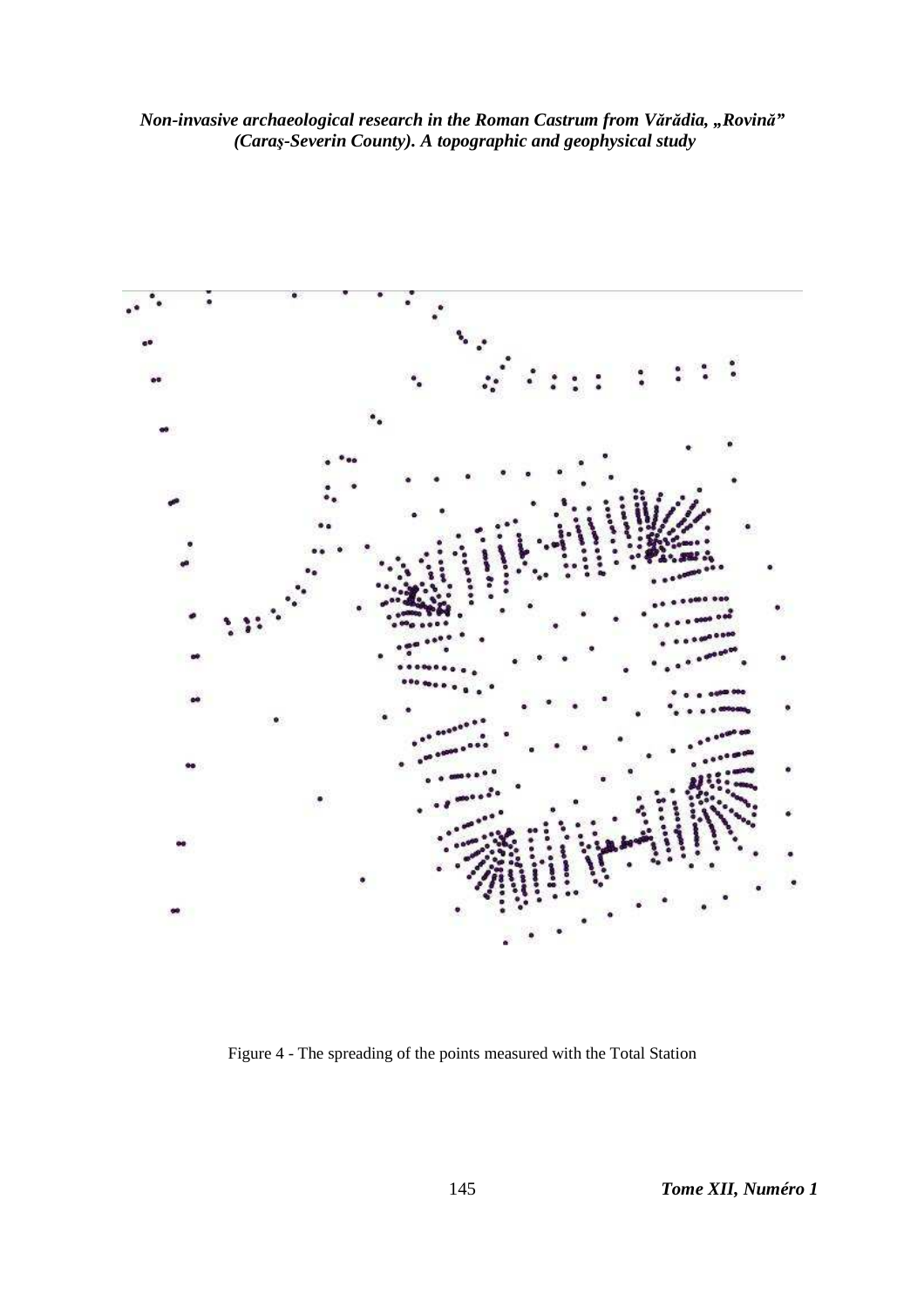Figure 4 - The spreading of the points measured with the Total Station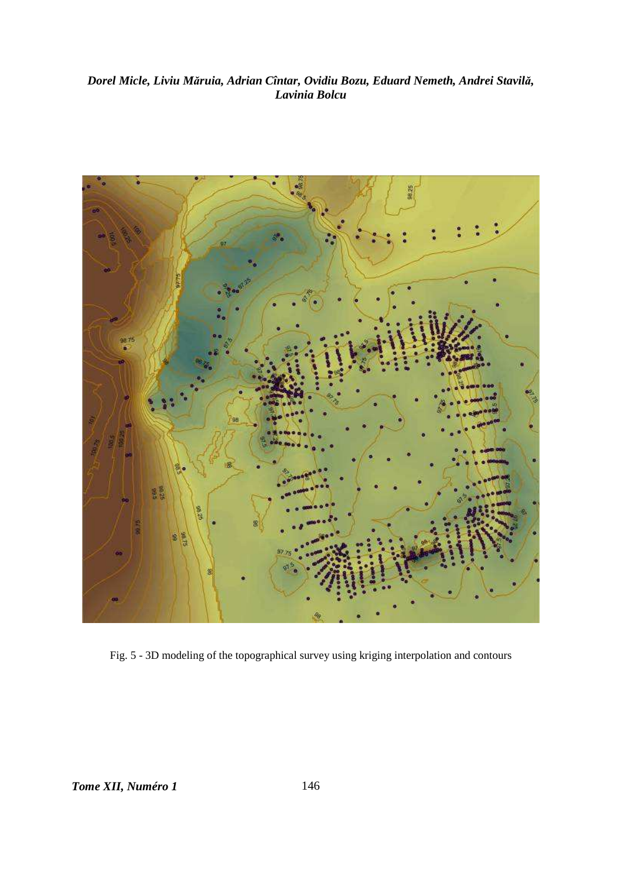Fig. 5 - 3D modeling of the topographical survey using kriging interpolation and contours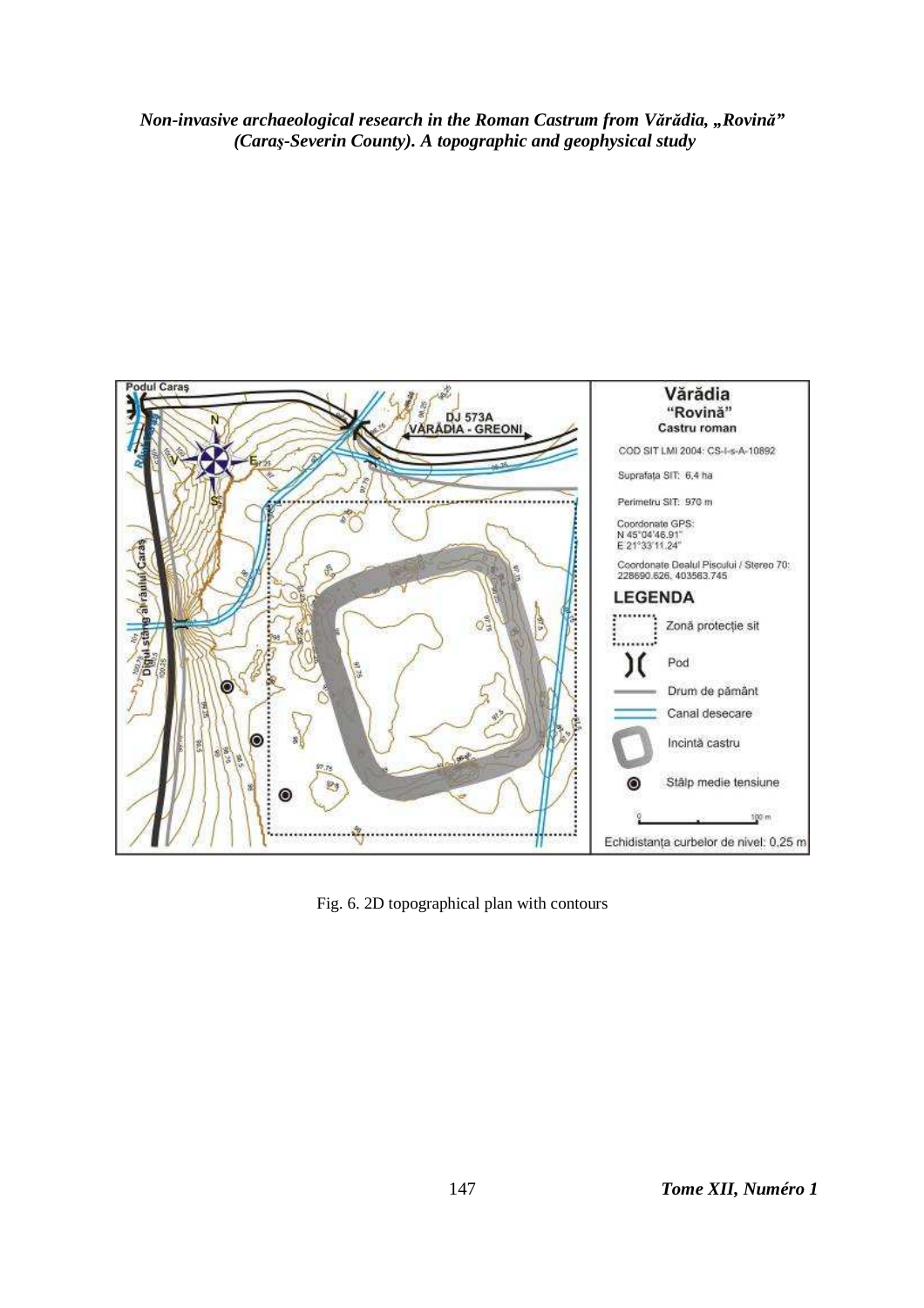Fig. 6. 2D topographical plan with contours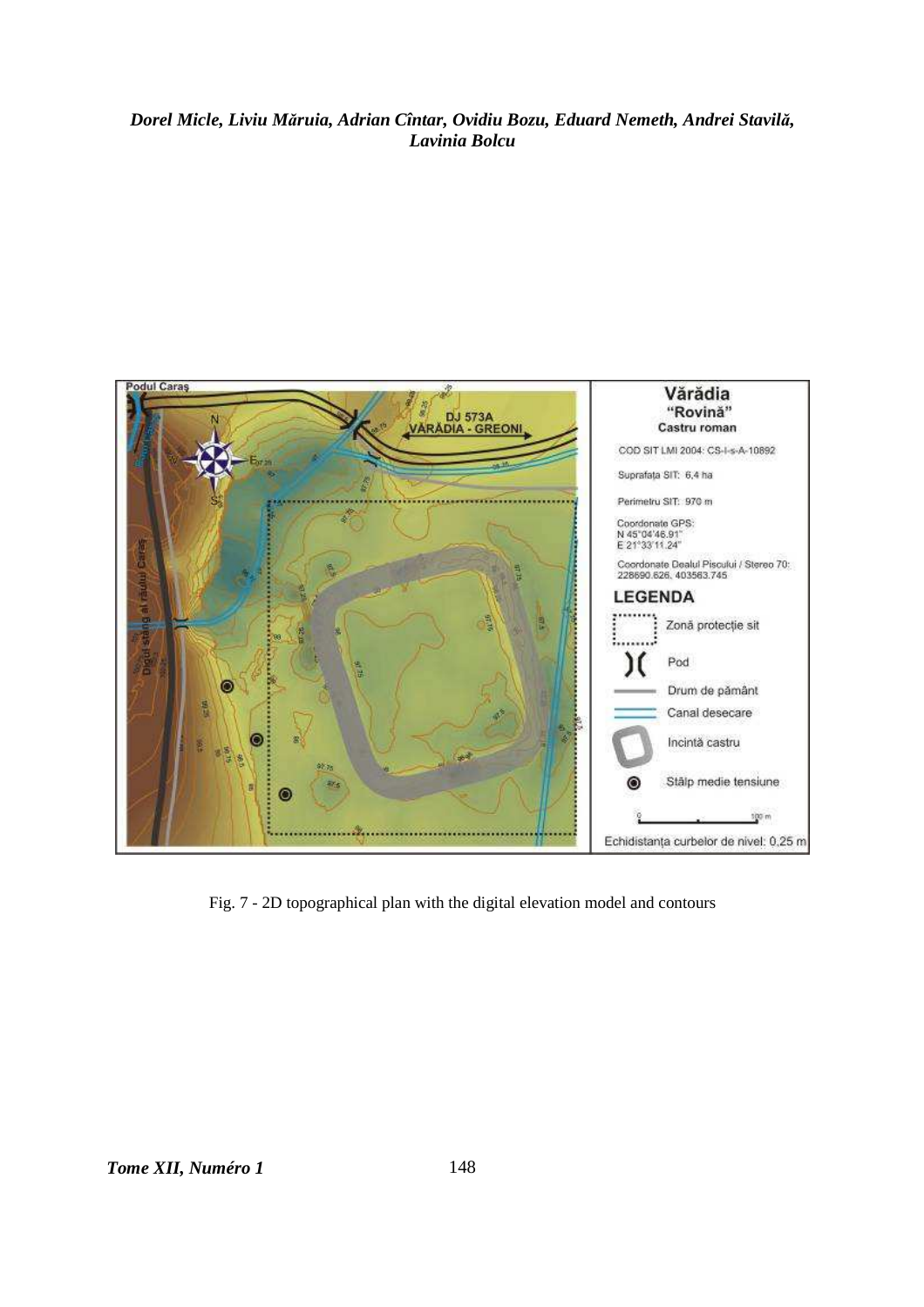Fig. 7 - 2D topographical plan with the digital elevation model and contours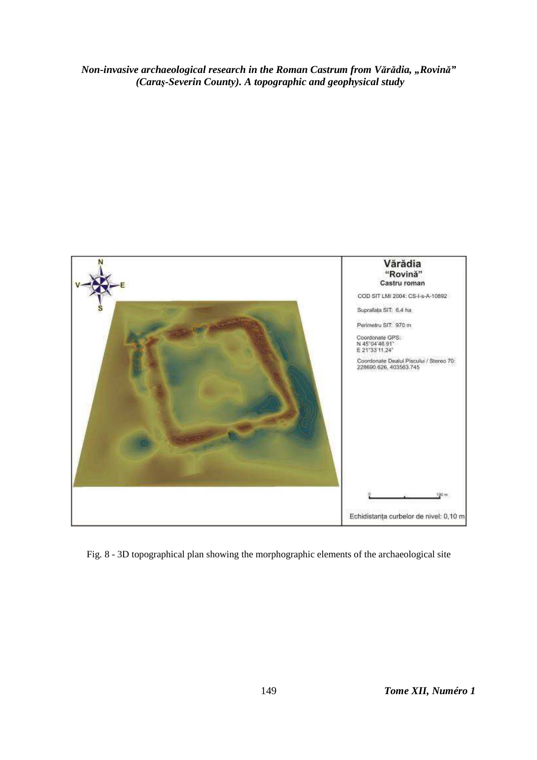Fig. 8 - 3D topographical plan showing the morphographic elements of the archaeological site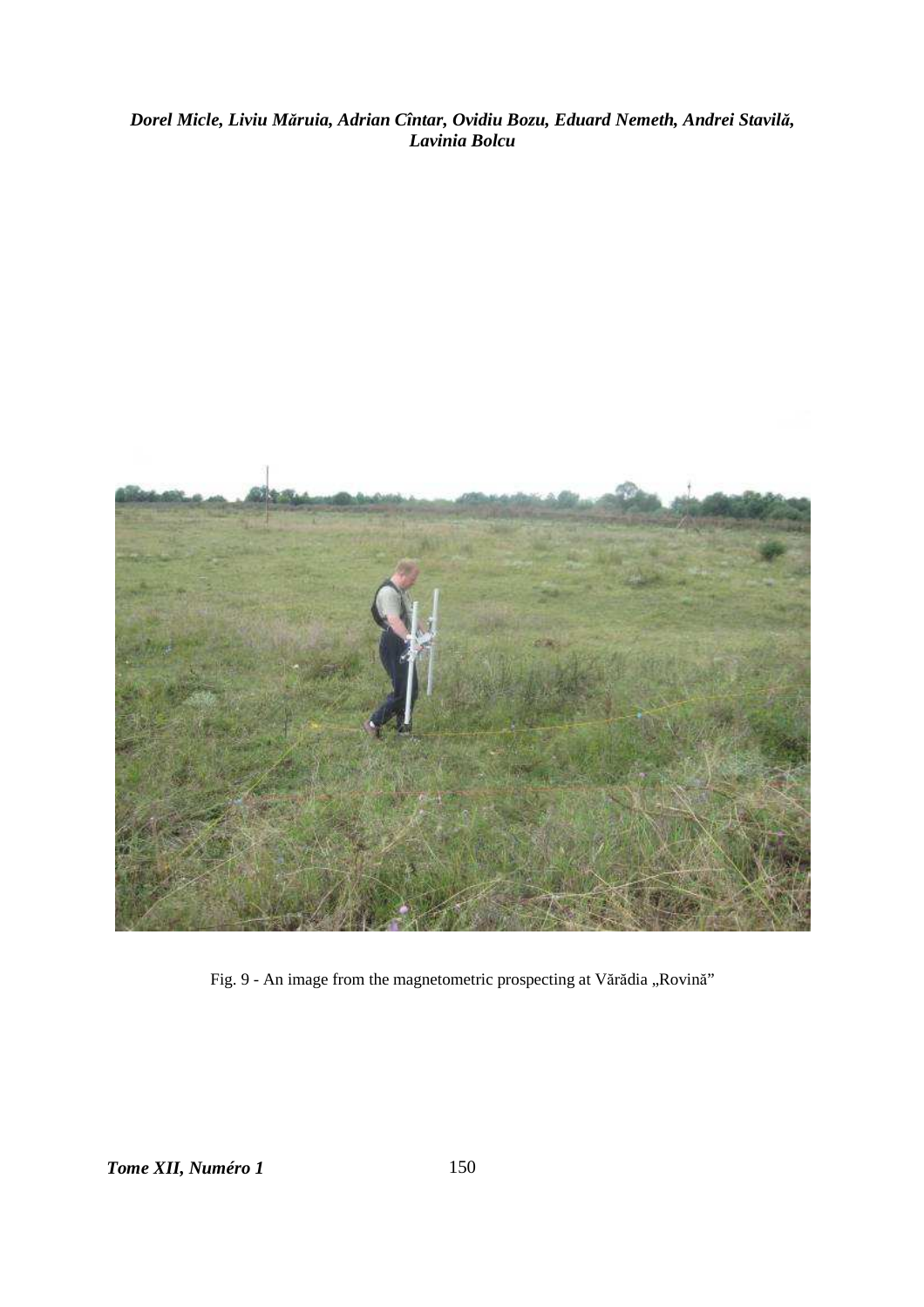Fig. 9 - An image from the magnetometric prospecting at Vărădia „Rovină"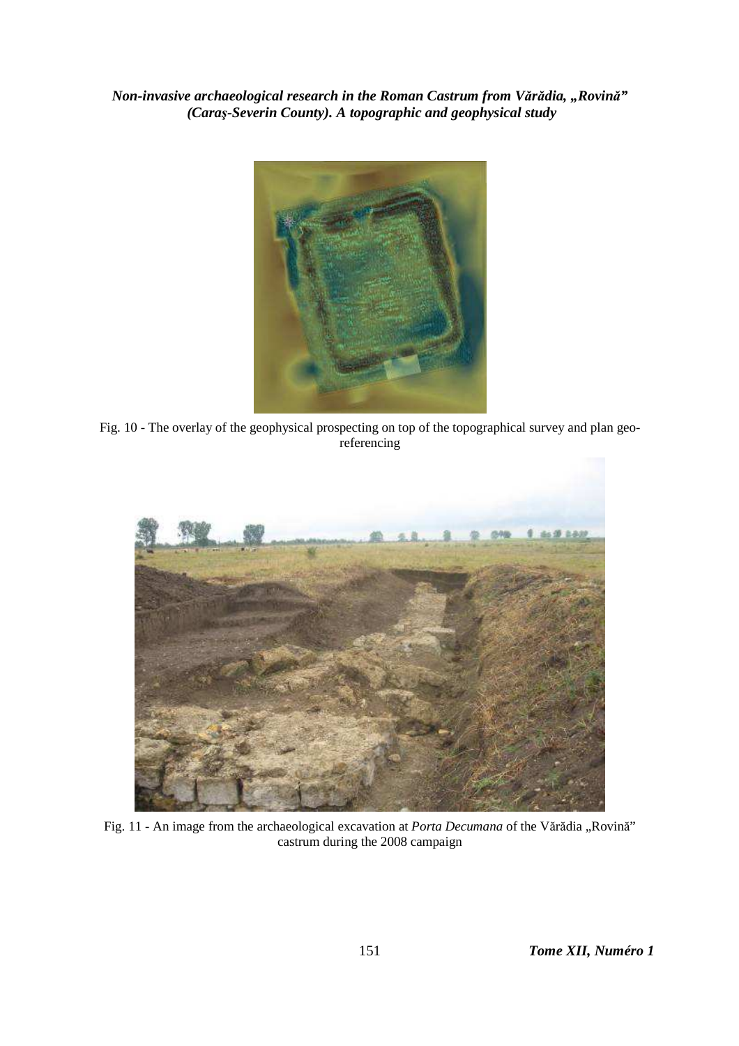Fig. 10 - The overlay of the geophysical prospecting on top of the topographical survey and plan geo-referencing

Fig. 11 - An image from the archaeological excavation at *Porta Decumana* of the Vărădia „Rovină" castrum during the 2008 campaign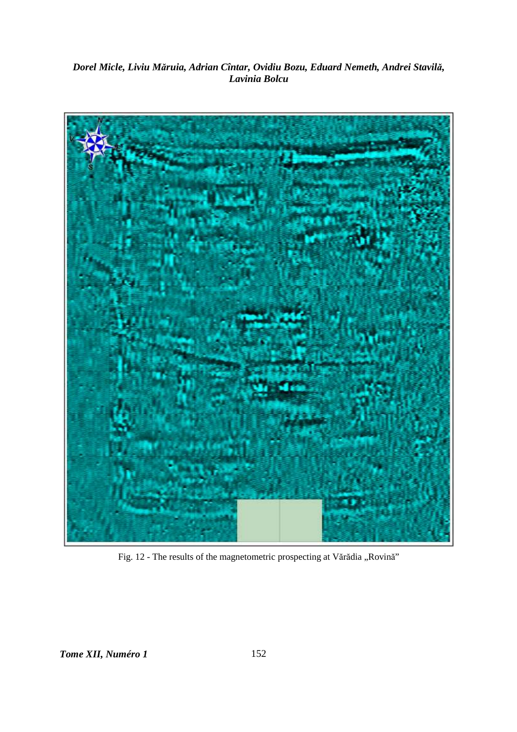Fig. 12 - The results of the magnetometric prospecting at Vărădia „Rovină"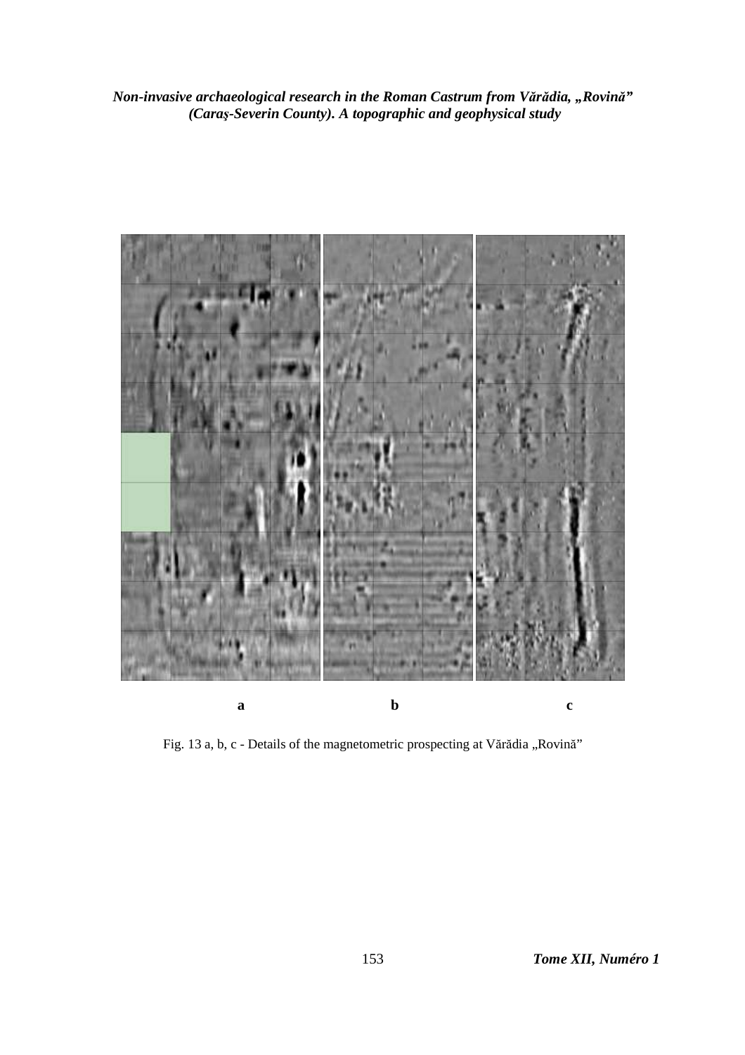**a** **b** **c**

Fig. 13 a, b, c - Details of the magnetometric prospecting at Vărădia „Rovină”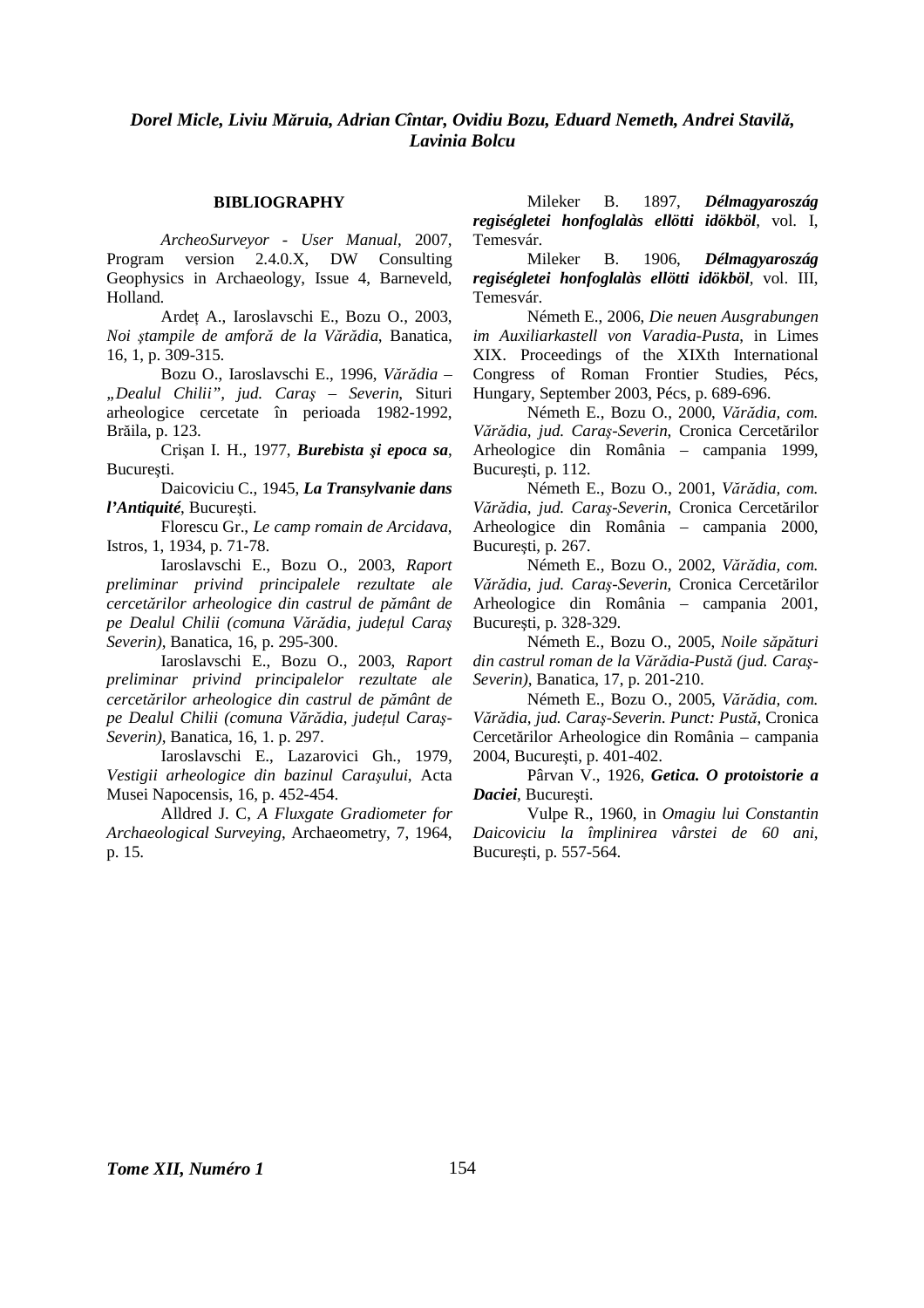## BIBLIOGRAPHY

*ArcheoSurveyor - User Manual*, 2007, Program version 2.4.0.X, DW Consulting Geophysics in Archaeology, Issue 4, Barneveld, Holland.

Ardeț A., Iaroslavschi E., Bozu O., 2003, *Noi ştampile de amforă de la Vărădia*, Banatica, 16, 1, p. 309-315.

Bozu O., Iaroslavschi E., 1996, *Vărădia – „Dealul Chilii", jud. Caraş – Severin*, Situri arheologice cercetate în perioada 1982-1992, Brăila, p. 123.

Crişan I. H., 1977, ***Burebista şi epoca sa***, Bucureşti.

Daicoviciu C., 1945, ***La Transylvanie dans l'Antiquité***, Bucureşti.

Florescu Gr., *Le camp romain de Arcidava*, Istros, 1, 1934, p. 71-78.

Iaroslavschi E., Bozu O., 2003, *Raport preliminar privind principalele rezultate ale cercetărilor arheologice din castrul de pământ de pe Dealul Chilii (comuna Vărădia, judeţul Caraş Severin)*, Banatica, 16, p. 295-300.

Iaroslavschi E., Bozu O., 2003, *Raport preliminar privind principalelor rezultate ale cercetărilor arheologice din castrul de pământ de pe Dealul Chilii (comuna Vărădia, judeţul Caraş-Severin)*, Banatica, 16, 1. p. 297.

Iaroslavschi E., Lazarovici Gh., 1979, *Vestigii arheologice din bazinul Caraşului*, Acta Musei Napocensis, 16, p. 452-454.

Alldred J. C, *A Fluxgate Gradiometer for Archaeological Surveying*, Archaeometry, 7, 1964, p. 15.

Mileker B. 1897, ***Délmagyarország regiségletei honfoglalàs ellötti idökböl***, vol. I, Temesvár.

Mileker B. 1906, ***Délmagyarország regiségletei honfoglalàs ellötti idökböl***, vol. III, Temesvár.

Németh E., 2006, *Die neuen Ausgrabungen im Auxiliarkastell von Varadia-Pusta*, in Limes XIX. Proceedings of the XIXth International Congress of Roman Frontier Studies, Pécs, Hungary, September 2003, Pécs, p. 689-696.

Németh E., Bozu O., 2000, *Vărădia, com. Vărădia, jud. Caraş-Severin*, Cronica Cercetărilor Arheologice din România – campania 1999, Bucureşti, p. 112.

Németh E., Bozu O., 2001, *Vărădia, com. Vărădia, jud. Caraş-Severin*, Cronica Cercetărilor Arheologice din România – campania 2000, Bucureşti, p. 267.

Németh E., Bozu O., 2002, *Vărădia, com. Vărădia, jud. Caraş-Severin*, Cronica Cercetărilor Arheologice din România – campania 2001, Bucureşti, p. 328-329.

Németh E., Bozu O., 2005, *Noile săpături din castrul roman de la Vărădia-Pustă (jud. Caraş-Severin)*, Banatica, 17, p. 201-210.

Németh E., Bozu O., 2005, *Vărădia, com. Vărădia, jud. Caraş-Severin. Punct: Pustă*, Cronica Cercetărilor Arheologice din România – campania 2004, Bucureşti, p. 401-402.

Pârvan V., 1926, ***Getica. O protoistorie a Daciei***, Bucureşti.

Vulpe R., 1960, in *Omagiu lui Constantin Daicoviciu la împlinirea vârstei de 60 ani*, Bucureşti, p. 557-564.